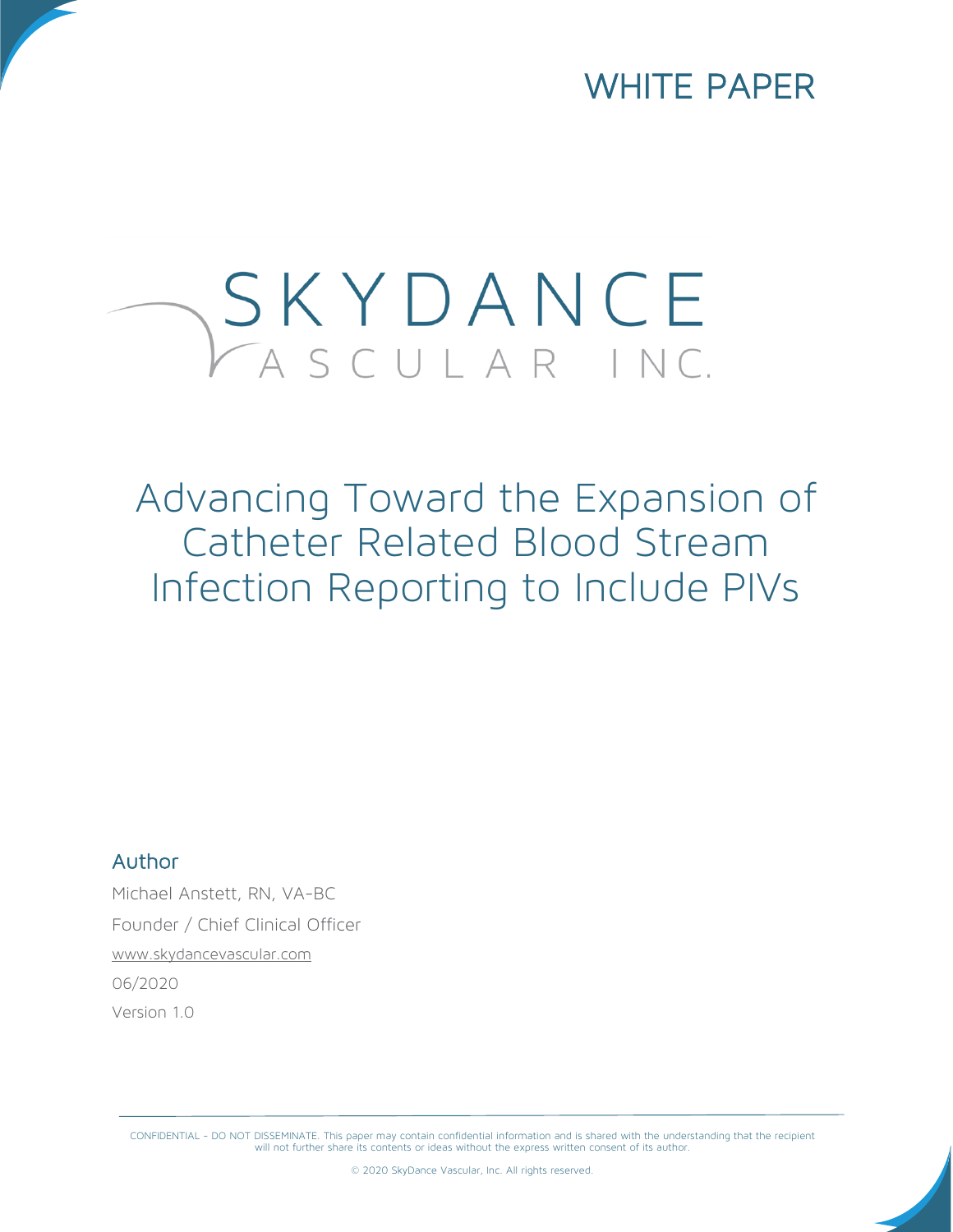WHITE PAPER

SKYDANCE VASCULAR INC.

# Advancing Toward the Expansion of Catheter Related Blood Stream Infection Reporting to Include PIVs

## Author

Michael Anstett, RN, VA-BC

Founder / Chief Clinical Officer

www.skydancevascular.com

06/2020

Version 1.0

CONFIDENTIAL - DO NOT DISSEMINATE. This paper may contain confidential information and is shared with the understanding that the recipient will not further share its contents or ideas without the express written consent of its author.

© 2020 SkyDance Vascular, Inc. All rights reserved.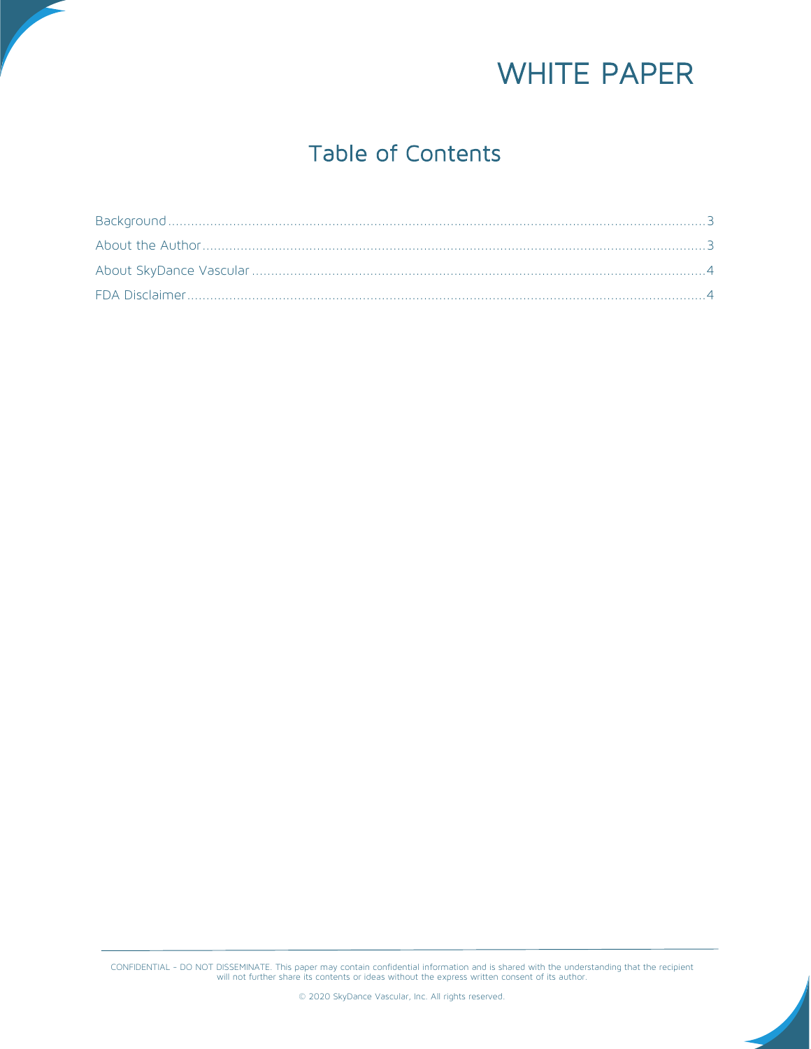# WHITE PAPER

## Table of Contents

Background.....3

About the Author.....3

About SkyDance Vascular.....4

FDA Disclaimer.....4

CONFIDENTIAL - DO NOT DISSEMINATE. This paper may contain confidential information and is shared with the understanding that the recipient will not further share its contents or ideas without the express written consent of its author.

© 2020 SkyDance Vascular, Inc. All rights reserved.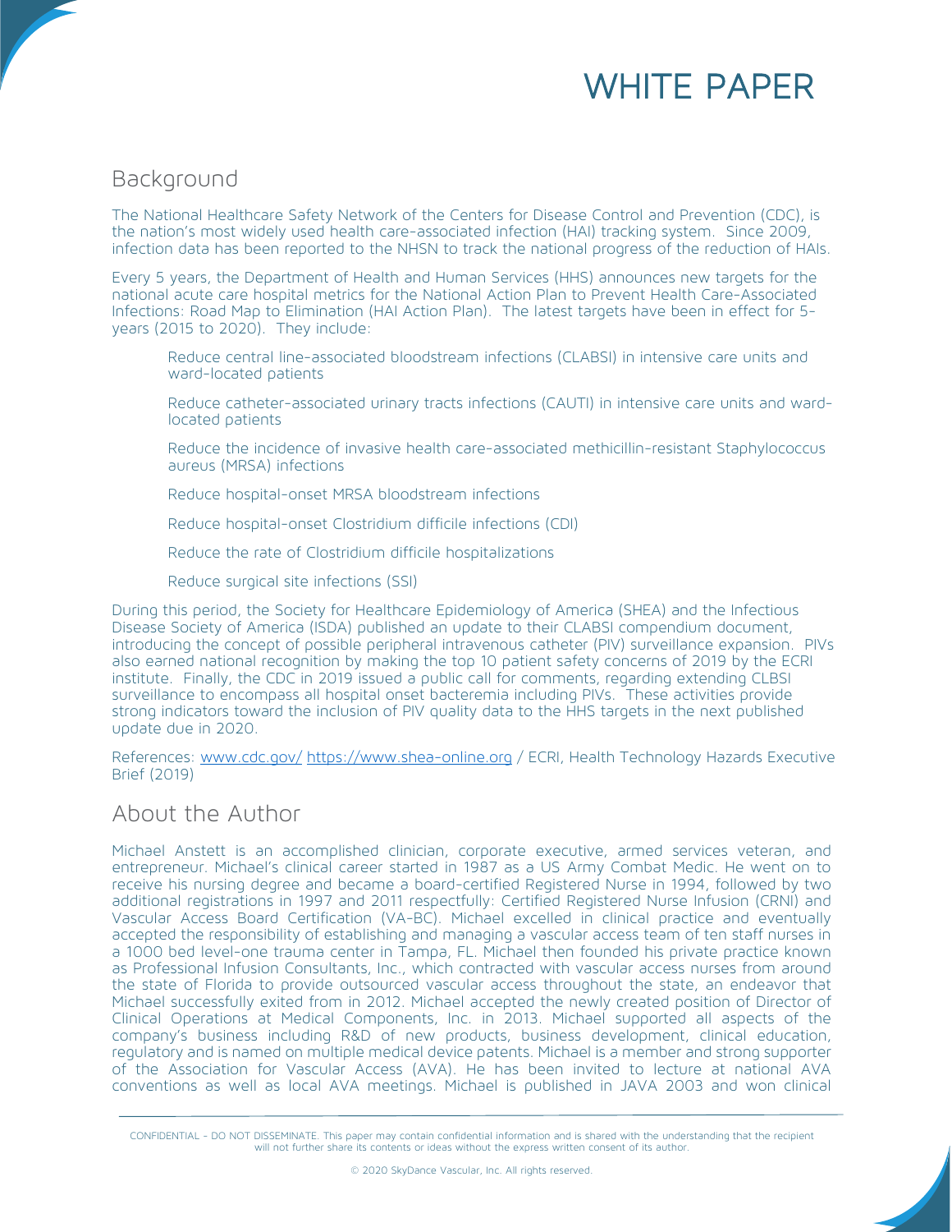# WHITE PAPER

## Background

The National Healthcare Safety Network of the Centers for Disease Control and Prevention (CDC), is the nation's most widely used health care-associated infection (HAI) tracking system. Since 2009, infection data has been reported to the NHSN to track the national progress of the reduction of HAIs.

Every 5 years, the Department of Health and Human Services (HHS) announces new targets for the national acute care hospital metrics for the National Action Plan to Prevent Health Care-Associated Infections: Road Map to Elimination (HAI Action Plan). The latest targets have been in effect for 5-years (2015 to 2020). They include:

- Reduce central line-associated bloodstream infections (CLABSI) in intensive care units and ward-located patients
- Reduce catheter-associated urinary tracts infections (CAUTI) in intensive care units and ward-located patients
- Reduce the incidence of invasive health care-associated methicillin-resistant Staphylococcus aureus (MRSA) infections
- Reduce hospital-onset MRSA bloodstream infections
- Reduce hospital-onset Clostridium difficile infections (CDI)
- Reduce the rate of Clostridium difficile hospitalizations
- Reduce surgical site infections (SSI)

During this period, the Society for Healthcare Epidemiology of America (SHEA) and the Infectious Disease Society of America (ISDA) published an update to their CLABSI compendium document, introducing the concept of possible peripheral intravenous catheter (PIV) surveillance expansion. PIVs also earned national recognition by making the top 10 patient safety concerns of 2019 by the ECRI institute. Finally, the CDC in 2019 issued a public call for comments, regarding extending CLBSI surveillance to encompass all hospital onset bacteremia including PIVs. These activities provide strong indicators toward the inclusion of PIV quality data to the HHS targets in the next published update due in 2020.

References: www.cdc.gov/ https://www.shea-online.org / ECRI, Health Technology Hazards Executive Brief (2019)

## About the Author

Michael Anstett is an accomplished clinician, corporate executive, armed services veteran, and entrepreneur. Michael's clinical career started in 1987 as a US Army Combat Medic. He went on to receive his nursing degree and became a board-certified Registered Nurse in 1994, followed by two additional registrations in 1997 and 2011 respectfully: Certified Registered Nurse Infusion (CRNI) and Vascular Access Board Certification (VA-BC). Michael excelled in clinical practice and eventually accepted the responsibility of establishing and managing a vascular access team of ten staff nurses in a 1000 bed level-one trauma center in Tampa, FL. Michael then founded his private practice known as Professional Infusion Consultants, Inc., which contracted with vascular access nurses from around the state of Florida to provide outsourced vascular access throughout the state, an endeavor that Michael successfully exited from in 2012. Michael accepted the newly created position of Director of Clinical Operations at Medical Components, Inc. in 2013. Michael supported all aspects of the company's business including R&D of new products, business development, clinical education, regulatory and is named on multiple medical device patents. Michael is a member and strong supporter of the Association for Vascular Access (AVA). He has been invited to lecture at national AVA conventions as well as local AVA meetings. Michael is published in JAVA 2003 and won clinical

CONFIDENTIAL - DO NOT DISSEMINATE. This paper may contain confidential information and is shared with the understanding that the recipient will not further share its contents or ideas without the express written consent of its author.

© 2020 SkyDance Vascular, Inc. All rights reserved.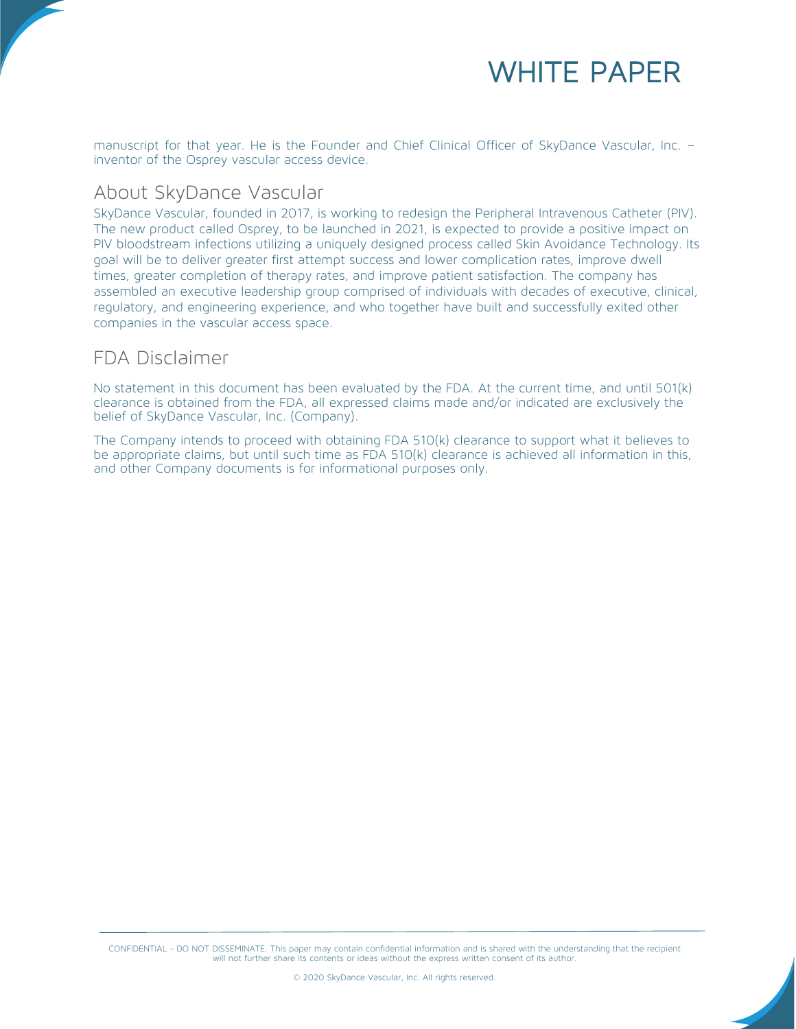manuscript for that year. He is the Founder and Chief Clinical Officer of SkyDance Vascular, Inc. – inventor of the Osprey vascular access device.

## About SkyDance Vascular

SkyDance Vascular, founded in 2017, is working to redesign the Peripheral Intravenous Catheter (PIV). The new product called Osprey, to be launched in 2021, is expected to provide a positive impact on PIV bloodstream infections utilizing a uniquely designed process called Skin Avoidance Technology. Its goal will be to deliver greater first attempt success and lower complication rates, improve dwell times, greater completion of therapy rates, and improve patient satisfaction. The company has assembled an executive leadership group comprised of individuals with decades of executive, clinical, regulatory, and engineering experience, and who together have built and successfully exited other companies in the vascular access space.

## FDA Disclaimer

No statement in this document has been evaluated by the FDA. At the current time, and until 501(k) clearance is obtained from the FDA, all expressed claims made and/or indicated are exclusively the belief of SkyDance Vascular, Inc. (Company).

The Company intends to proceed with obtaining FDA 510(k) clearance to support what it believes to be appropriate claims, but until such time as FDA 510(k) clearance is achieved all information in this, and other Company documents is for informational purposes only.

CONFIDENTIAL - DO NOT DISSEMINATE. This paper may contain confidential information and is shared with the understanding that the recipient will not further share its contents or ideas without the express written consent of its author.

© 2020 SkyDance Vascular, Inc. All rights reserved.